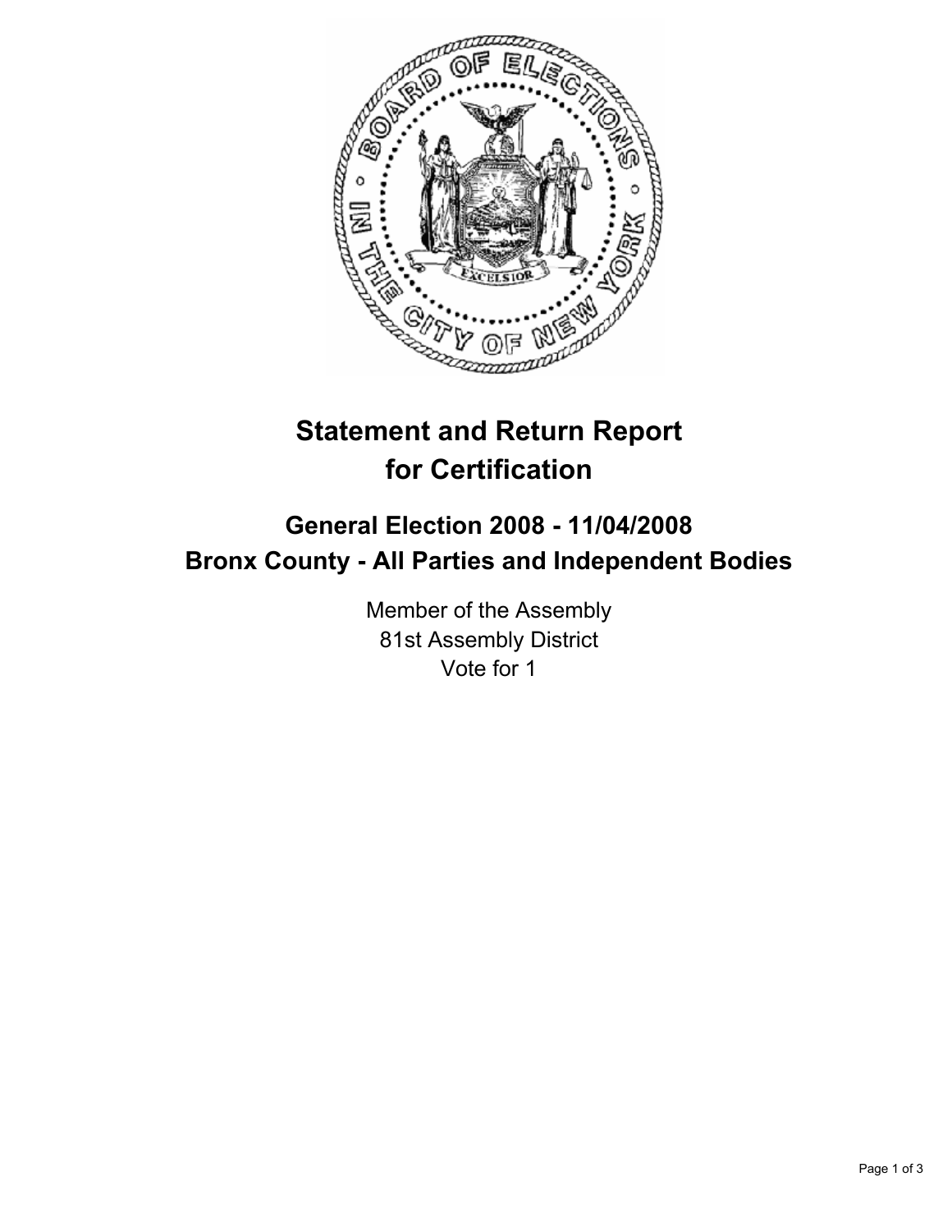# Statement and Return Report for Certification

## General Election 2008 - 11/04/2008
## Bronx County - All Parties and Independent Bodies

Member of the Assembly
81st Assembly District
Vote for 1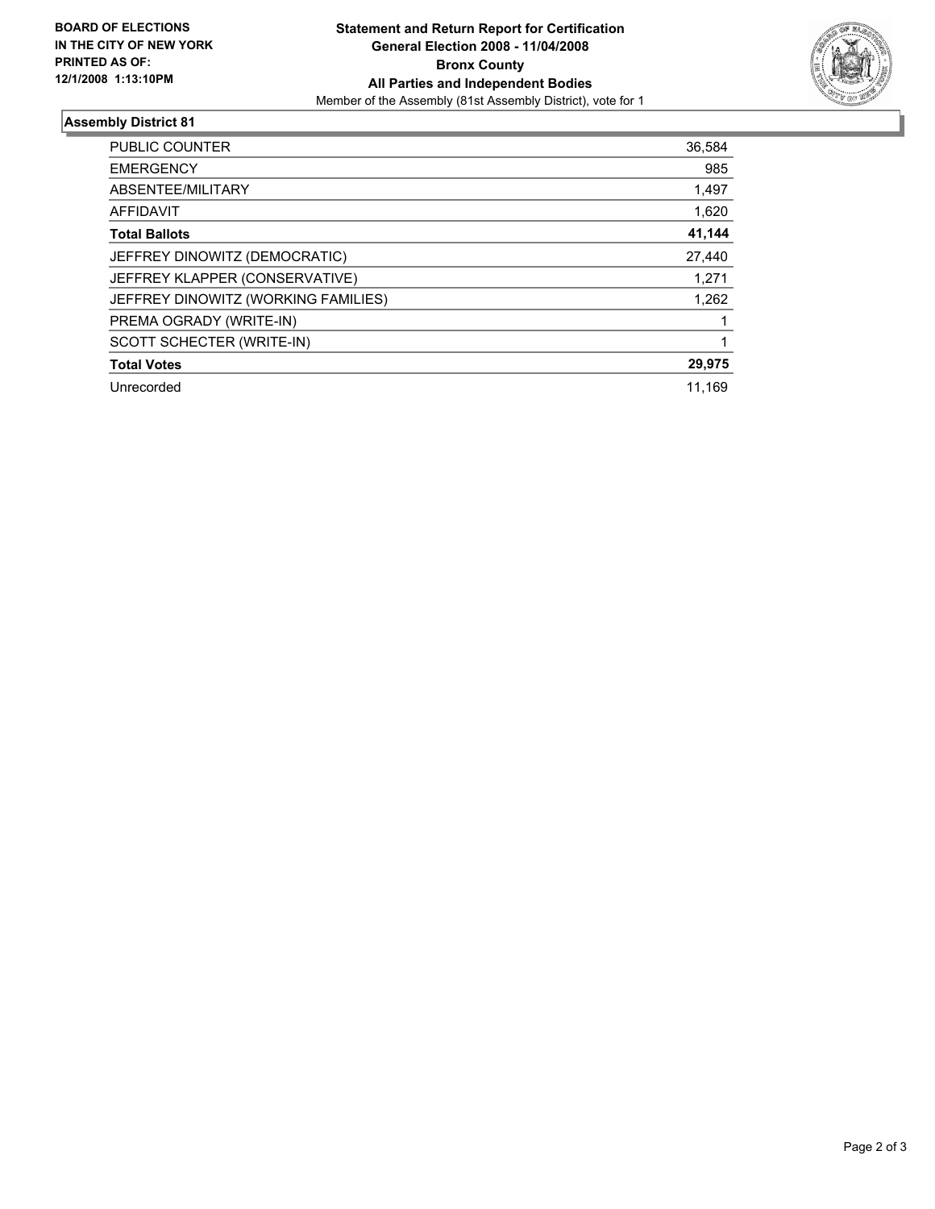**BOARD OF ELECTIONS IN THE CITY OF NEW YORK PRINTED AS OF: 12/1/2008 1:13:10PM**

# Statement and Return Report for Certification
## General Election 2008 - 11/04/2008
## Bronx County
## All Parties and Independent Bodies

Member of the Assembly (81st Assembly District), vote for 1

### Assembly District 81

| | |
|---|---:|
| PUBLIC COUNTER | 36,584 |
| EMERGENCY | 985 |
| ABSENTEE/MILITARY | 1,497 |
| AFFIDAVIT | 1,620 |
| **Total Ballots** | **41,144** |
| JEFFREY DINOWITZ (DEMOCRATIC) | 27,440 |
| JEFFREY KLAPPER (CONSERVATIVE) | 1,271 |
| JEFFREY DINOWITZ (WORKING FAMILIES) | 1,262 |
| PREMA OGRADY (WRITE-IN) | 1 |
| SCOTT SCHECTER (WRITE-IN) | 1 |
| **Total Votes** | **29,975** |
| Unrecorded | 11,169 |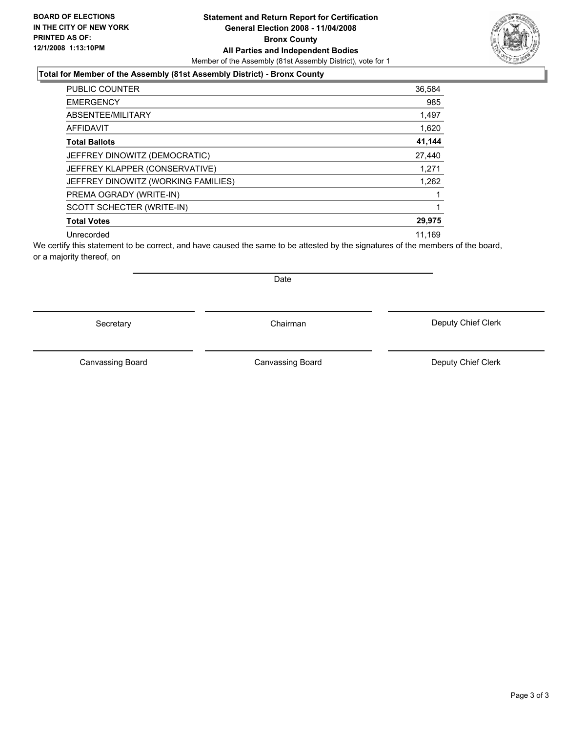**BOARD OF ELECTIONS IN THE CITY OF NEW YORK PRINTED AS OF: 12/1/2008 1:13:10PM**

**Statement and Return Report for Certification**
**General Election 2008 - 11/04/2008**
**Bronx County**
**All Parties and Independent Bodies**
Member of the Assembly (81st Assembly District), vote for 1

**Total for Member of the Assembly (81st Assembly District) - Bronx County**

| | |
|---|---|
| PUBLIC COUNTER | 36,584 |
| EMERGENCY | 985 |
| ABSENTEE/MILITARY | 1,497 |
| AFFIDAVIT | 1,620 |
| **Total Ballots** | **41,144** |
| JEFFREY DINOWITZ (DEMOCRATIC) | 27,440 |
| JEFFREY KLAPPER (CONSERVATIVE) | 1,271 |
| JEFFREY DINOWITZ (WORKING FAMILIES) | 1,262 |
| PREMA OGRADY (WRITE-IN) | 1 |
| SCOTT SCHECTER (WRITE-IN) | 1 |
| **Total Votes** | **29,975** |
| Unrecorded | 11,169 |

We certify this statement to be correct, and have caused the same to be attested by the signatures of the members of the board, or a majority thereof, on

Date

Secretary | Chairman | Deputy Chief Clerk

Canvassing Board | Canvassing Board | Deputy Chief Clerk